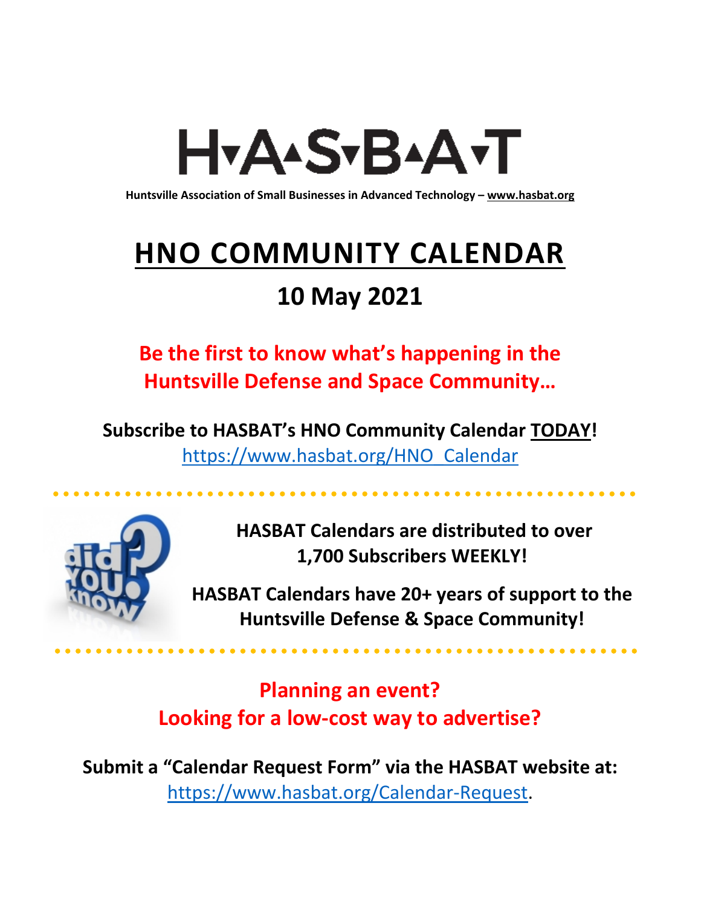# H▾A▴S▾B▴A▾T

**Huntsville Association of Small Businesses in Advanced Technology – www.hasbat.org**

# HNO COMMUNITY CALENDAR

## 10 May 2021

**Be the first to know what's happening in the Huntsville Defense and Space Community…**

**Subscribe to HASBAT's HNO Community Calendar TODAY!**
https://www.hasbat.org/HNO_Calendar

**HASBAT Calendars are distributed to over 1,700 Subscribers WEEKLY!**

**HASBAT Calendars have 20+ years of support to the Huntsville Defense & Space Community!**

**Planning an event?**
**Looking for a low-cost way to advertise?**

**Submit a "Calendar Request Form" via the HASBAT website at:**
https://www.hasbat.org/Calendar-Request.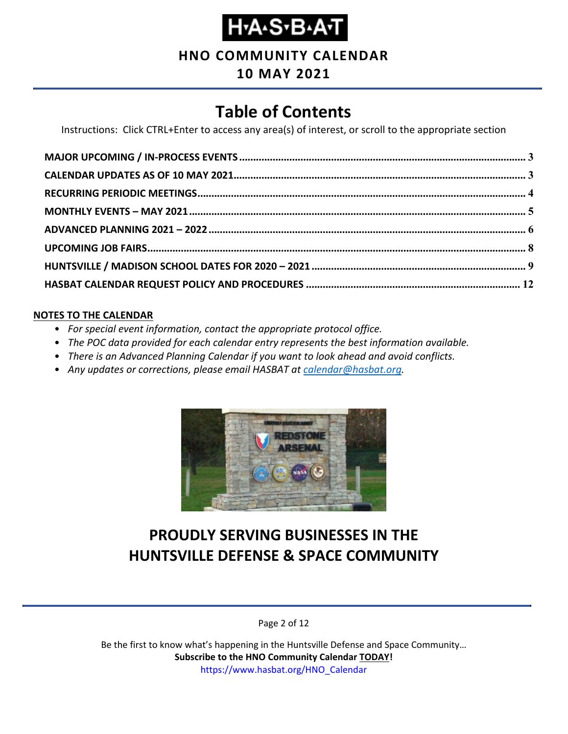# H·A·S·B·A·T

**HNO COMMUNITY CALENDAR**

**10 MAY 2021**

## Table of Contents

Instructions: Click CTRL+Enter to access any area(s) of interest, or scroll to the appropriate section

- **MAJOR UPCOMING / IN-PROCESS EVENTS** ........ **3**
- **CALENDAR UPDATES AS OF 10 MAY 2021** ........ **3**
- **RECURRING PERIODIC MEETINGS** ........ **4**
- **MONTHLY EVENTS – MAY 2021** ........ **5**
- **ADVANCED PLANNING 2021 – 2022** ........ **6**
- **UPCOMING JOB FAIRS** ........ **8**
- **HUNTSVILLE / MADISON SCHOOL DATES FOR 2020 – 2021** ........ **9**
- **HASBAT CALENDAR REQUEST POLICY AND PROCEDURES** ........ **12**

**NOTES TO THE CALENDAR**

- *For special event information, contact the appropriate protocol office.*
- *The POC data provided for each calendar entry represents the best information available.*
- *There is an Advanced Planning Calendar if you want to look ahead and avoid conflicts.*
- *Any updates or corrections, please email HASBAT at calendar@hasbat.org.*

**PROUDLY SERVING BUSINESSES IN THE HUNTSVILLE DEFENSE & SPACE COMMUNITY**

Be the first to know what's happening in the Huntsville Defense and Space Community…

**Subscribe to the HNO Community Calendar TODAY!**

https://www.hasbat.org/HNO_Calendar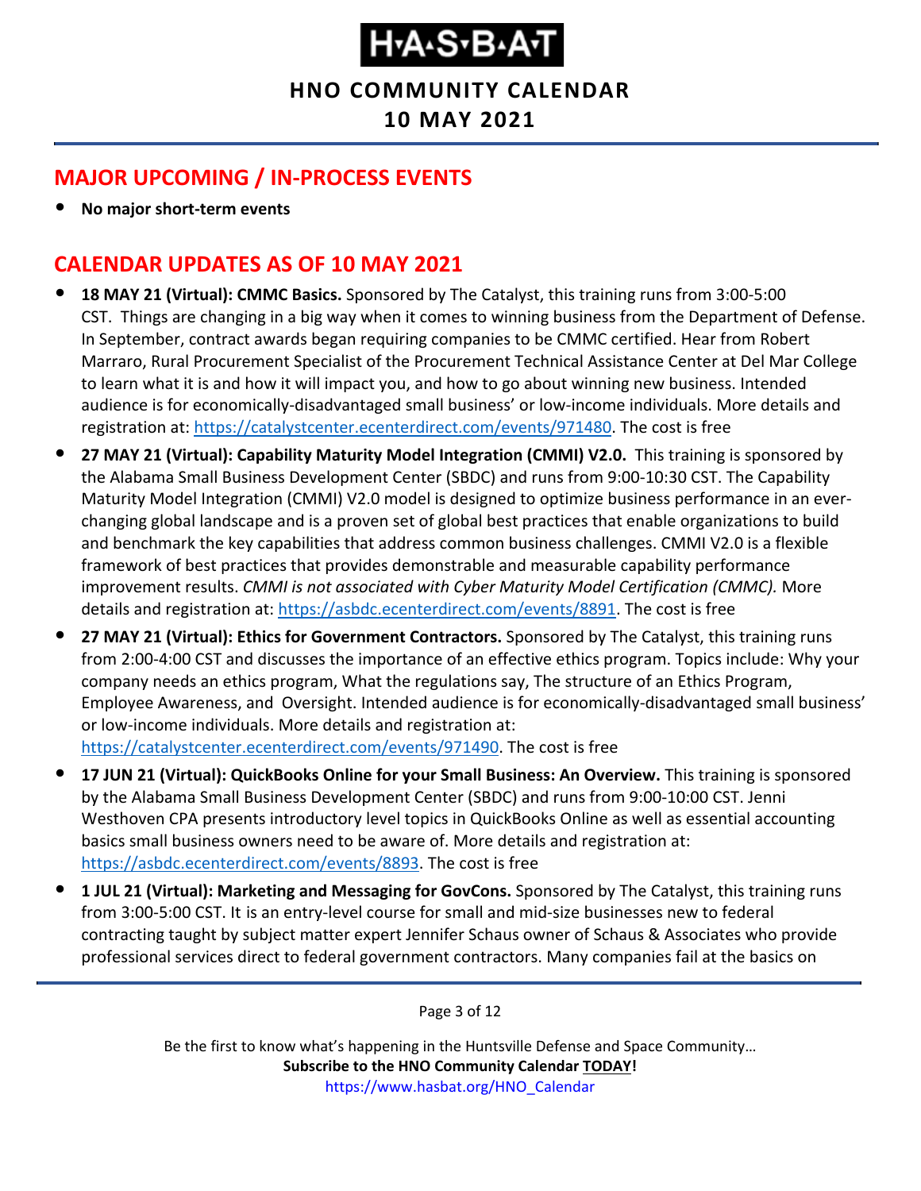# H·A·S·B·A·T

**HNO COMMUNITY CALENDAR**

**10 MAY 2021**

## MAJOR UPCOMING / IN-PROCESS EVENTS

- **No major short-term events**

## CALENDAR UPDATES AS OF 10 MAY 2021

- **18 MAY 21 (Virtual): CMMC Basics.** Sponsored by The Catalyst, this training runs from 3:00-5:00 CST. Things are changing in a big way when it comes to winning business from the Department of Defense. In September, contract awards began requiring companies to be CMMC certified. Hear from Robert Marraro, Rural Procurement Specialist of the Procurement Technical Assistance Center at Del Mar College to learn what it is and how it will impact you, and how to go about winning new business. Intended audience is for economically-disadvantaged small business' or low-income individuals. More details and registration at: https://catalystcenter.ecenterdirect.com/events/971480. The cost is free
- **27 MAY 21 (Virtual): Capability Maturity Model Integration (CMMI) V2.0.** This training is sponsored by the Alabama Small Business Development Center (SBDC) and runs from 9:00-10:30 CST. The Capability Maturity Model Integration (CMMI) V2.0 model is designed to optimize business performance in an ever-changing global landscape and is a proven set of global best practices that enable organizations to build and benchmark the key capabilities that address common business challenges. CMMI V2.0 is a flexible framework of best practices that provides demonstrable and measurable capability performance improvement results. *CMMI is not associated with Cyber Maturity Model Certification (CMMC).* More details and registration at: https://asbdc.ecenterdirect.com/events/8891. The cost is free
- **27 MAY 21 (Virtual): Ethics for Government Contractors.** Sponsored by The Catalyst, this training runs from 2:00-4:00 CST and discusses the importance of an effective ethics program. Topics include: Why your company needs an ethics program, What the regulations say, The structure of an Ethics Program, Employee Awareness, and Oversight. Intended audience is for economically-disadvantaged small business' or low-income individuals. More details and registration at: https://catalystcenter.ecenterdirect.com/events/971490. The cost is free
- **17 JUN 21 (Virtual): QuickBooks Online for your Small Business: An Overview.** This training is sponsored by the Alabama Small Business Development Center (SBDC) and runs from 9:00-10:00 CST. Jenni Westhoven CPA presents introductory level topics in QuickBooks Online as well as essential accounting basics small business owners need to be aware of. More details and registration at: https://asbdc.ecenterdirect.com/events/8893. The cost is free
- **1 JUL 21 (Virtual): Marketing and Messaging for GovCons.** Sponsored by The Catalyst, this training runs from 3:00-5:00 CST. It is an entry-level course for small and mid-size businesses new to federal contracting taught by subject matter expert Jennifer Schaus owner of Schaus & Associates who provide professional services direct to federal government contractors. Many companies fail at the basics on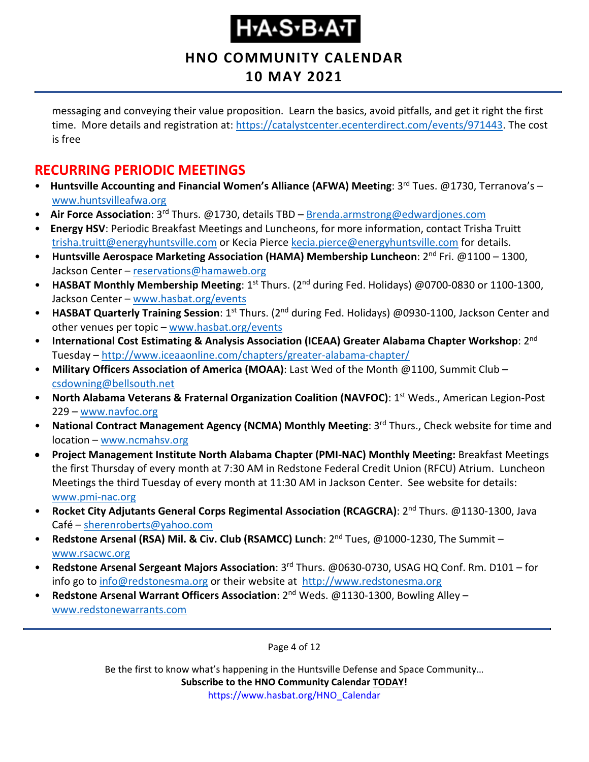messaging and conveying their value proposition. Learn the basics, avoid pitfalls, and get it right the first time. More details and registration at: https://catalystcenter.ecenterdirect.com/events/971443. The cost is free

## RECURRING PERIODIC MEETINGS

- **Huntsville Accounting and Financial Women's Alliance (AFWA) Meeting**: 3rd Tues. @1730, Terranova's – www.huntsvilleafwa.org
- **Air Force Association**: 3rd Thurs. @1730, details TBD – Brenda.armstrong@edwardjones.com
- **Energy HSV**: Periodic Breakfast Meetings and Luncheons, for more information, contact Trisha Truitt trisha.truitt@energyhuntsville.com or Kecia Pierce kecia.pierce@energyhuntsville.com for details.
- **Huntsville Aerospace Marketing Association (HAMA) Membership Luncheon**: 2nd Fri. @1100 – 1300, Jackson Center – reservations@hamaweb.org
- **HASBAT Monthly Membership Meeting**: 1st Thurs. (2nd during Fed. Holidays) @0700-0830 or 1100-1300, Jackson Center – www.hasbat.org/events
- **HASBAT Quarterly Training Session**: 1st Thurs. (2nd during Fed. Holidays) @0930-1100, Jackson Center and other venues per topic – www.hasbat.org/events
- **International Cost Estimating & Analysis Association (ICEAA) Greater Alabama Chapter Workshop**: 2nd Tuesday – http://www.iceaaonline.com/chapters/greater-alabama-chapter/
- **Military Officers Association of America (MOAA)**: Last Wed of the Month @1100, Summit Club – csdowning@bellsouth.net
- **North Alabama Veterans & Fraternal Organization Coalition (NAVFOC)**: 1st Weds., American Legion-Post 229 – www.navfoc.org
- **National Contract Management Agency (NCMA) Monthly Meeting**: 3rd Thurs., Check website for time and location – www.ncmahsv.org
- **Project Management Institute North Alabama Chapter (PMI-NAC) Monthly Meeting:** Breakfast Meetings the first Thursday of every month at 7:30 AM in Redstone Federal Credit Union (RFCU) Atrium. Luncheon Meetings the third Tuesday of every month at 11:30 AM in Jackson Center. See website for details: www.pmi-nac.org
- **Rocket City Adjutants General Corps Regimental Association (RCAGCRA)**: 2nd Thurs. @1130-1300, Java Café – sherenroberts@yahoo.com
- **Redstone Arsenal (RSA) Mil. & Civ. Club (RSAMCC) Lunch**: 2nd Tues, @1000-1230, The Summit – www.rsacwc.org
- **Redstone Arsenal Sergeant Majors Association**: 3rd Thurs. @0630-0730, USAG HQ Conf. Rm. D101 – for info go to info@redstonesma.org or their website at http://www.redstonesma.org
- **Redstone Arsenal Warrant Officers Association**: 2nd Weds. @1130-1300, Bowling Alley – www.redstonewarrants.com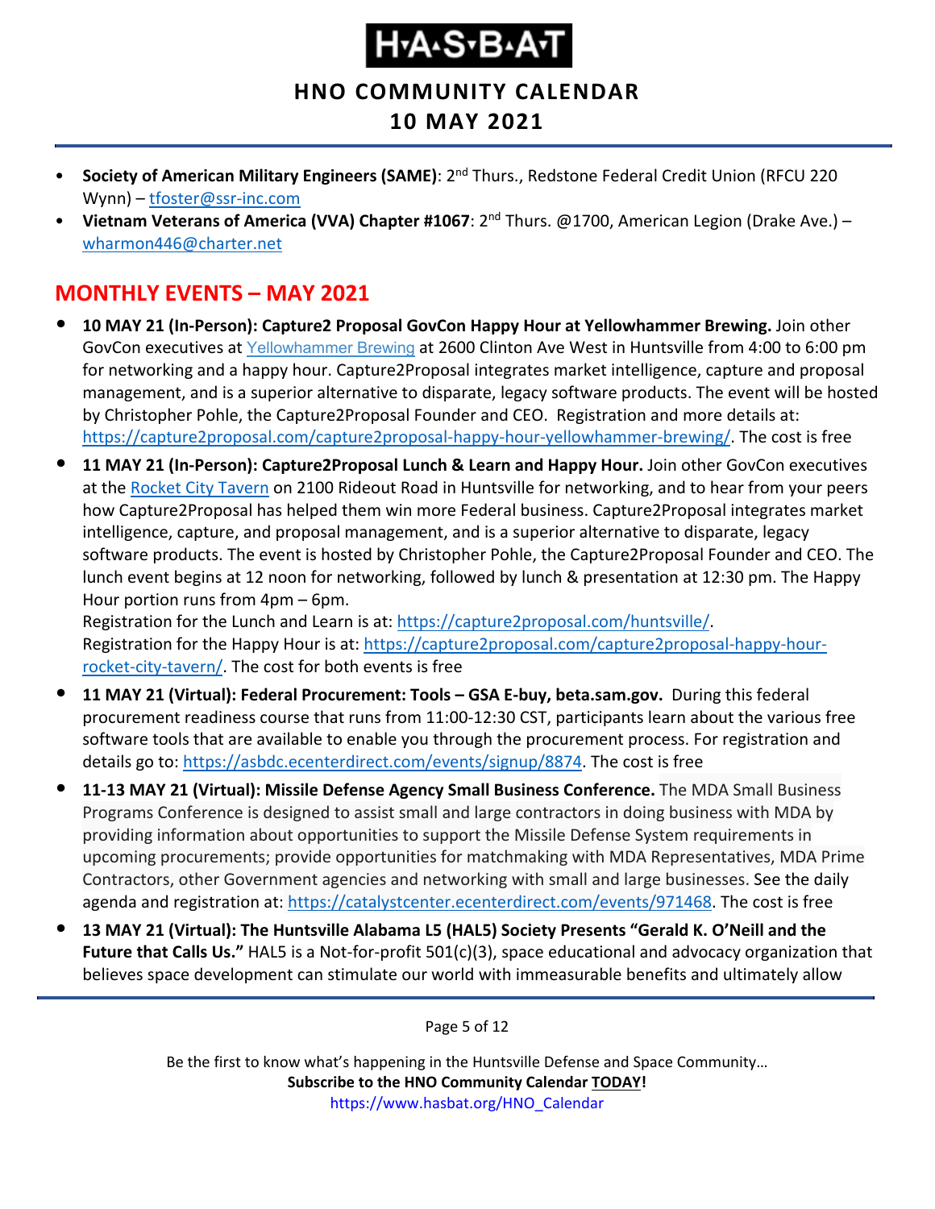- **Society of American Military Engineers (SAME)**: 2nd Thurs., Redstone Federal Credit Union (RFCU 220 Wynn) – tfoster@ssr-inc.com
- **Vietnam Veterans of America (VVA) Chapter #1067**: 2nd Thurs. @1700, American Legion (Drake Ave.) – wharmon446@charter.net

## MONTHLY EVENTS – MAY 2021

- **10 MAY 21 (In-Person): Capture2 Proposal GovCon Happy Hour at Yellowhammer Brewing.** Join other GovCon executives at Yellowhammer Brewing at 2600 Clinton Ave West in Huntsville from 4:00 to 6:00 pm for networking and a happy hour. Capture2Proposal integrates market intelligence, capture and proposal management, and is a superior alternative to disparate, legacy software products. The event will be hosted by Christopher Pohle, the Capture2Proposal Founder and CEO. Registration and more details at: https://capture2proposal.com/capture2proposal-happy-hour-yellowhammer-brewing/. The cost is free
- **11 MAY 21 (In-Person): Capture2Proposal Lunch & Learn and Happy Hour.** Join other GovCon executives at the Rocket City Tavern on 2100 Rideout Road in Huntsville for networking, and to hear from your peers how Capture2Proposal has helped them win more Federal business. Capture2Proposal integrates market intelligence, capture, and proposal management, and is a superior alternative to disparate, legacy software products. The event is hosted by Christopher Pohle, the Capture2Proposal Founder and CEO. The lunch event begins at 12 noon for networking, followed by lunch & presentation at 12:30 pm. The Happy Hour portion runs from 4pm – 6pm.
  Registration for the Lunch and Learn is at: https://capture2proposal.com/huntsville/.
  Registration for the Happy Hour is at: https://capture2proposal.com/capture2proposal-happy-hour-rocket-city-tavern/. The cost for both events is free
- **11 MAY 21 (Virtual): Federal Procurement: Tools – GSA E-buy, beta.sam.gov.** During this federal procurement readiness course that runs from 11:00-12:30 CST, participants learn about the various free software tools that are available to enable you through the procurement process. For registration and details go to: https://asbdc.ecenterdirect.com/events/signup/8874. The cost is free
- **11-13 MAY 21 (Virtual): Missile Defense Agency Small Business Conference.** The MDA Small Business Programs Conference is designed to assist small and large contractors in doing business with MDA by providing information about opportunities to support the Missile Defense System requirements in upcoming procurements; provide opportunities for matchmaking with MDA Representatives, MDA Prime Contractors, other Government agencies and networking with small and large businesses. See the daily agenda and registration at: https://catalystcenter.ecenterdirect.com/events/971468. The cost is free
- **13 MAY 21 (Virtual): The Huntsville Alabama L5 (HAL5) Society Presents "Gerald K. O'Neill and the Future that Calls Us."** HAL5 is a Not-for-profit 501(c)(3), space educational and advocacy organization that believes space development can stimulate our world with immeasurable benefits and ultimately allow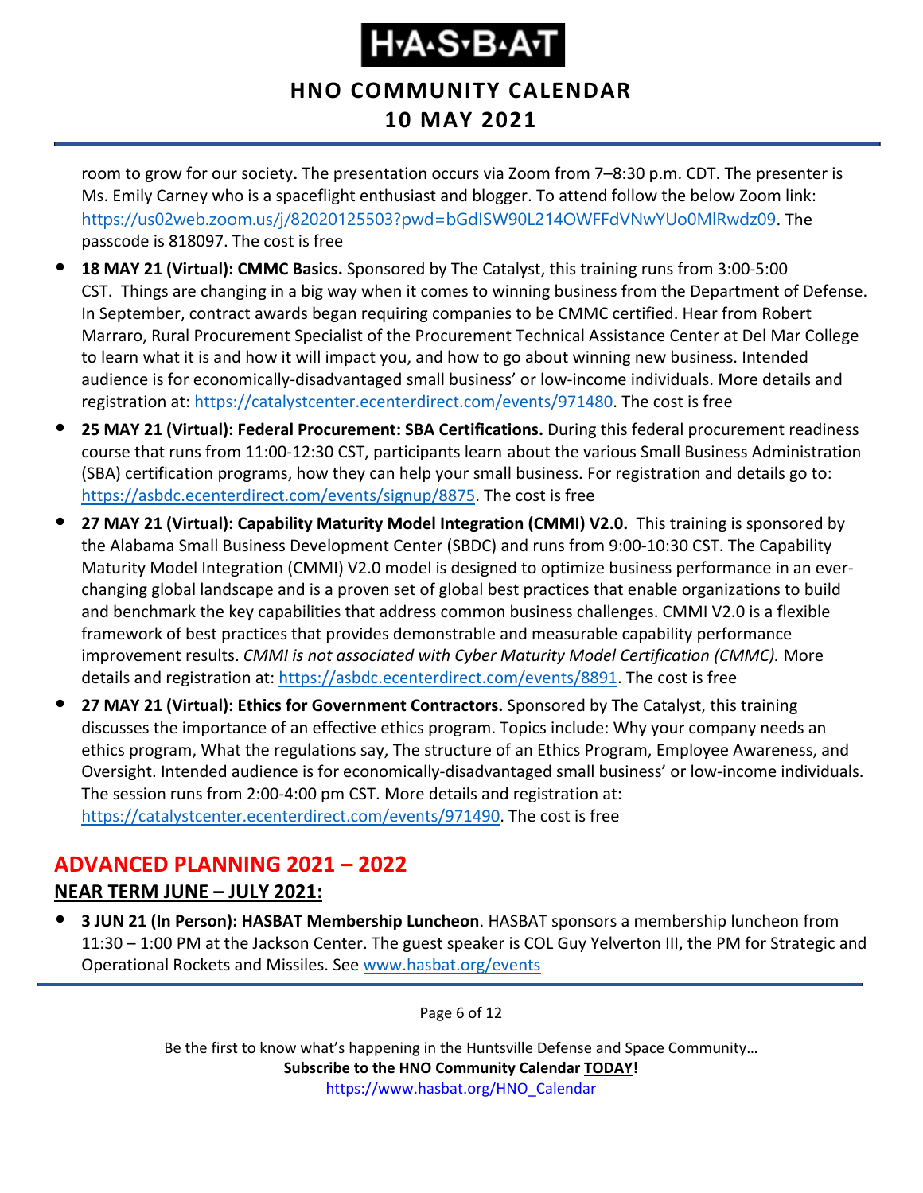room to grow for our society**.** The presentation occurs via Zoom from 7–8:30 p.m. CDT. The presenter is Ms. Emily Carney who is a spaceflight enthusiast and blogger. To attend follow the below Zoom link: https://us02web.zoom.us/j/82020125503?pwd=bGdISW90L214OWFFdVNwYUo0MlRwdz09. The passcode is 818097. The cost is free

- **18 MAY 21 (Virtual): CMMC Basics.** Sponsored by The Catalyst, this training runs from 3:00-5:00 CST. Things are changing in a big way when it comes to winning business from the Department of Defense. In September, contract awards began requiring companies to be CMMC certified. Hear from Robert Marraro, Rural Procurement Specialist of the Procurement Technical Assistance Center at Del Mar College to learn what it is and how it will impact you, and how to go about winning new business. Intended audience is for economically-disadvantaged small business' or low-income individuals. More details and registration at: https://catalystcenter.ecenterdirect.com/events/971480. The cost is free
- **25 MAY 21 (Virtual): Federal Procurement: SBA Certifications.** During this federal procurement readiness course that runs from 11:00-12:30 CST, participants learn about the various Small Business Administration (SBA) certification programs, how they can help your small business. For registration and details go to: https://asbdc.ecenterdirect.com/events/signup/8875. The cost is free
- **27 MAY 21 (Virtual): Capability Maturity Model Integration (CMMI) V2.0.** This training is sponsored by the Alabama Small Business Development Center (SBDC) and runs from 9:00-10:30 CST. The Capability Maturity Model Integration (CMMI) V2.0 model is designed to optimize business performance in an ever-changing global landscape and is a proven set of global best practices that enable organizations to build and benchmark the key capabilities that address common business challenges. CMMI V2.0 is a flexible framework of best practices that provides demonstrable and measurable capability performance improvement results. *CMMI is not associated with Cyber Maturity Model Certification (CMMC).* More details and registration at: https://asbdc.ecenterdirect.com/events/8891. The cost is free
- **27 MAY 21 (Virtual): Ethics for Government Contractors.** Sponsored by The Catalyst, this training discusses the importance of an effective ethics program. Topics include: Why your company needs an ethics program, What the regulations say, The structure of an Ethics Program, Employee Awareness, and Oversight. Intended audience is for economically-disadvantaged small business' or low-income individuals. The session runs from 2:00-4:00 pm CST. More details and registration at: https://catalystcenter.ecenterdirect.com/events/971490. The cost is free

## ADVANCED PLANNING 2021 – 2022

### NEAR TERM JUNE – JULY 2021:

- **3 JUN 21 (In Person): HASBAT Membership Luncheon**. HASBAT sponsors a membership luncheon from 11:30 – 1:00 PM at the Jackson Center. The guest speaker is COL Guy Yelverton III, the PM for Strategic and Operational Rockets and Missiles. See www.hasbat.org/events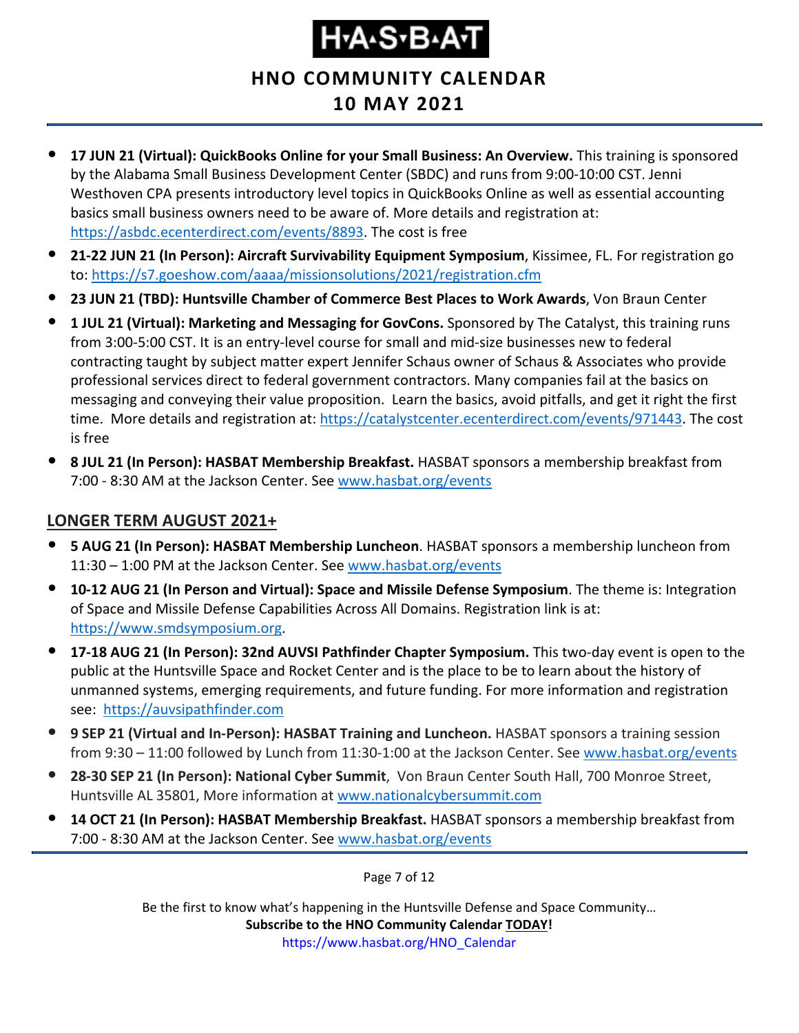- **17 JUN 21 (Virtual): QuickBooks Online for your Small Business: An Overview.** This training is sponsored by the Alabama Small Business Development Center (SBDC) and runs from 9:00-10:00 CST. Jenni Westhoven CPA presents introductory level topics in QuickBooks Online as well as essential accounting basics small business owners need to be aware of. More details and registration at: https://asbdc.ecenterdirect.com/events/8893. The cost is free
- **21-22 JUN 21 (In Person): Aircraft Survivability Equipment Symposium**, Kissimee, FL. For registration go to: https://s7.goeshow.com/aaaa/missionsolutions/2021/registration.cfm
- **23 JUN 21 (TBD): Huntsville Chamber of Commerce Best Places to Work Awards**, Von Braun Center
- **1 JUL 21 (Virtual): Marketing and Messaging for GovCons.** Sponsored by The Catalyst, this training runs from 3:00-5:00 CST. It is an entry-level course for small and mid-size businesses new to federal contracting taught by subject matter expert Jennifer Schaus owner of Schaus & Associates who provide professional services direct to federal government contractors. Many companies fail at the basics on messaging and conveying their value proposition. Learn the basics, avoid pitfalls, and get it right the first time. More details and registration at: https://catalystcenter.ecenterdirect.com/events/971443. The cost is free
- **8 JUL 21 (In Person): HASBAT Membership Breakfast.** HASBAT sponsors a membership breakfast from 7:00 - 8:30 AM at the Jackson Center. See www.hasbat.org/events

## LONGER TERM AUGUST 2021+

- **5 AUG 21 (In Person): HASBAT Membership Luncheon**. HASBAT sponsors a membership luncheon from 11:30 – 1:00 PM at the Jackson Center. See www.hasbat.org/events
- **10-12 AUG 21 (In Person and Virtual): Space and Missile Defense Symposium**. The theme is: Integration of Space and Missile Defense Capabilities Across All Domains. Registration link is at: https://www.smdsymposium.org.
- **17-18 AUG 21 (In Person): 32nd AUVSI Pathfinder Chapter Symposium.** This two-day event is open to the public at the Huntsville Space and Rocket Center and is the place to be to learn about the history of unmanned systems, emerging requirements, and future funding. For more information and registration see: https://auvsipathfinder.com
- **9 SEP 21 (Virtual and In-Person): HASBAT Training and Luncheon.** HASBAT sponsors a training session from 9:30 – 11:00 followed by Lunch from 11:30-1:00 at the Jackson Center. See www.hasbat.org/events
- **28-30 SEP 21 (In Person): National Cyber Summit**, Von Braun Center South Hall, 700 Monroe Street, Huntsville AL 35801, More information at www.nationalcybersummit.com
- **14 OCT 21 (In Person): HASBAT Membership Breakfast.** HASBAT sponsors a membership breakfast from 7:00 - 8:30 AM at the Jackson Center. See www.hasbat.org/events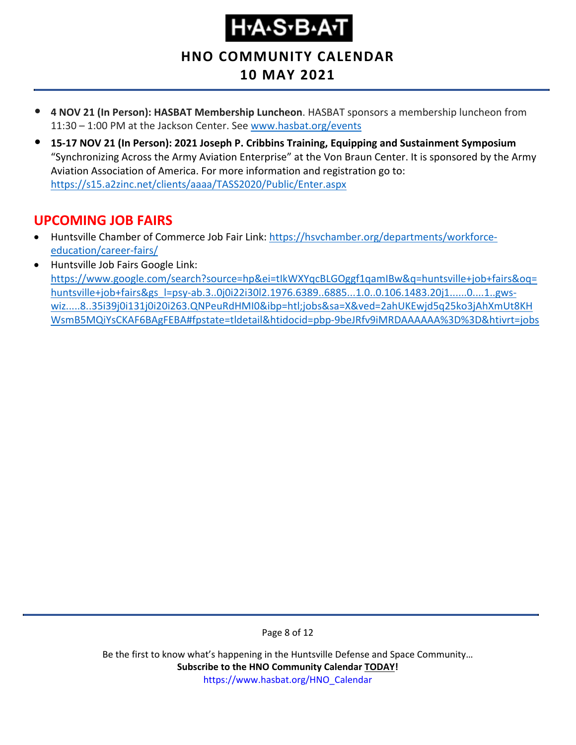- **4 NOV 21 (In Person): HASBAT Membership Luncheon**. HASBAT sponsors a membership luncheon from 11:30 – 1:00 PM at the Jackson Center. See www.hasbat.org/events
- **15-17 NOV 21 (In Person): 2021 Joseph P. Cribbins Training, Equipping and Sustainment Symposium** "Synchronizing Across the Army Aviation Enterprise" at the Von Braun Center. It is sponsored by the Army Aviation Association of America. For more information and registration go to: https://s15.a2zinc.net/clients/aaaa/TASS2020/Public/Enter.aspx

## UPCOMING JOB FAIRS

- Huntsville Chamber of Commerce Job Fair Link: https://hsvchamber.org/departments/workforce-education/career-fairs/
- Huntsville Job Fairs Google Link: https://www.google.com/search?source=hp&ei=tIkWXYqcBLGOggf1qamIBw&q=huntsville+job+fairs&oq=huntsville+job+fairs&gs_l=psy-ab.3..0j0i22i30l2.1976.6389..6885...1.0..0.106.1483.20j1......0....1..gws-wiz.....8..35i39j0i131j0i20i263.QNPeuRdHMI0&ibp=htl;jobs&sa=X&ved=2ahUKEwjd5q25ko3jAhXmUt8KHWsmB5MQiYsCKAF6BAgFEBA#fpstate=tldetail&htidocid=pbp-9beJRfv9iMRDAAAAAA%3D%3D&htivrt=jobs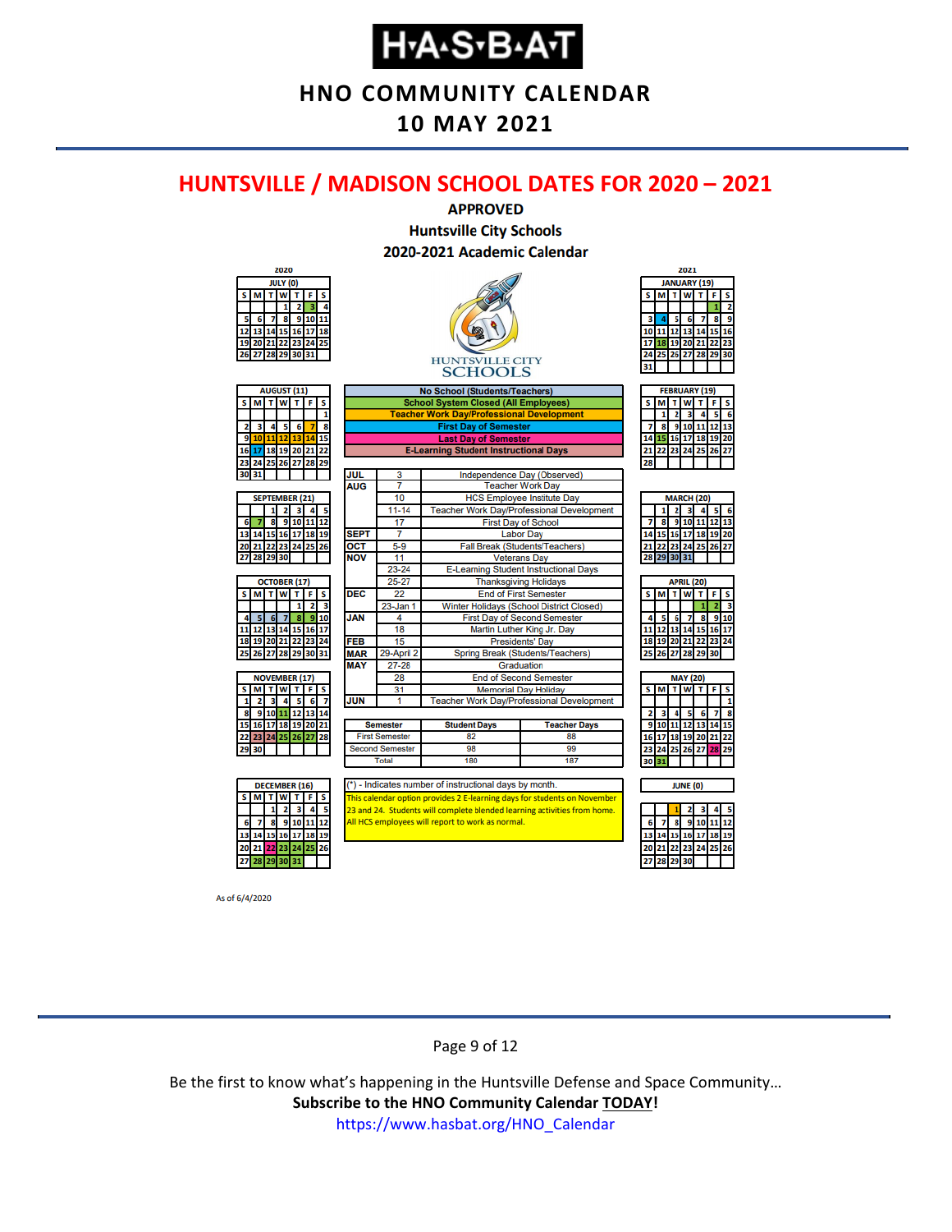# HUNTSVILLE / MADISON SCHOOL DATES FOR 2020 – 2021

**APPROVED**

**Huntsville City Schools**

**2020-2021 Academic Calendar**

HUNTSVILLE CITY SCHOOLS

| Legend |
|---|
| No School (Students/Teachers) |
| School System Closed (All Employees) |
| Teacher Work Day/Professional Development |
| First Day of Semester |
| Last Day of Semester |
| E-Learning Student Instructional Days |

| Month | Date | Event |
|---|---|---|
| JUL | 3 | Independence Day (Observed) |
| AUG | 7 | Teacher Work Day |
| | 10 | HCS Employee Insitute Day |
| | 11-14 | Teacher Work Day/Professional Development |
| | 17 | First Day of School |
| SEPT | 7 | Labor Day |
| OCT | 5-9 | Fall Break (Students/Teachers) |
| NOV | 11 | Veterans Day |
| | 23-24 | E-Learning Student Instructional Days |
| | 25-27 | Thanksgiving Holidays |
| DEC | 22 | End of First Semester |
| | 23-Jan 1 | Winter Holidays (School District Closed) |
| JAN | 4 | First Day of Second Semester |
| | 18 | Martin Luther King Jr. Day |
| FEB | 15 | Presidents' Day |
| MAR | 29-April 2 | Spring Break (Students/Teachers) |
| MAY | 27-28 | Graduation |
| | 28 | End of Second Semester |
| | 31 | Memorial Day Holiday |
| JUN | 1 | Teacher Work Day/Professional Development |

| Semester | Student Days | Teacher Days |
|---|---|---|
| First Semester | 82 | 88 |
| Second Semester | 98 | 99 |
| Total | 180 | 187 |

(*) - Indicates number of instructional days by month.

This calendar option provides 2 E-learning days for students on November 23 and 24. Students will complete blended learning activities from home. All HCS employees will report to work as normal.

**2020**

JULY (0)

| S | M | T | W | T | F | S |
|---|---|---|---|---|---|---|
| | | | 1 | 2 | 3 | 4 |
| 5 | 6 | 7 | 8 | 9 | 10 | 11 |
| 12 | 13 | 14 | 15 | 16 | 17 | 18 |
| 19 | 20 | 21 | 22 | 23 | 24 | 25 |
| 26 | 27 | 28 | 29 | 30 | 31 | |

AUGUST (11)

| S | M | T | W | T | F | S |
|---|---|---|---|---|---|---|
| | | | | | | 1 |
| 2 | 3 | 4 | 5 | 6 | 7 | 8 |
| 9 | 10 | 11 | 12 | 13 | 14 | 15 |
| 16 | 17 | 18 | 19 | 20 | 21 | 22 |
| 23 | 24 | 25 | 26 | 27 | 28 | 29 |
| 30 | 31 | | | | | |

SEPTEMBER (21)

| S | M | T | W | T | F | S |
|---|---|---|---|---|---|---|
| | | 1 | 2 | 3 | 4 | 5 |
| 6 | 7 | 8 | 9 | 10 | 11 | 12 |
| 13 | 14 | 15 | 16 | 17 | 18 | 19 |
| 20 | 21 | 22 | 23 | 24 | 25 | 26 |
| 27 | 28 | 29 | 30 | | | |

OCTOBER (17)

| S | M | T | W | T | F | S |
|---|---|---|---|---|---|---|
| | | | | 1 | 2 | 3 |
| 4 | 5 | 6 | 7 | 8 | 9 | 10 |
| 11 | 12 | 13 | 14 | 15 | 16 | 17 |
| 18 | 19 | 20 | 21 | 22 | 23 | 24 |
| 25 | 26 | 27 | 28 | 29 | 30 | 31 |

NOVEMBER (17)

| S | M | T | W | T | F | S |
|---|---|---|---|---|---|---|
| 1 | 2 | 3 | 4 | 5 | 6 | 7 |
| 8 | 9 | 10 | 11 | 12 | 13 | 14 |
| 15 | 16 | 17 | 18 | 19 | 20 | 21 |
| 22 | 23 | 24 | 25 | 26 | 27 | 28 |
| 29 | 30 | | | | | |

DECEMBER (16)

| S | M | T | W | T | F | S |
|---|---|---|---|---|---|---|
| | | 1 | 2 | 3 | 4 | 5 |
| 6 | 7 | 8 | 9 | 10 | 11 | 12 |
| 13 | 14 | 15 | 16 | 17 | 18 | 19 |
| 20 | 21 | 22 | 23 | 24 | 25 | 26 |
| 27 | 28 | 29 | 30 | 31 | | |

**2021**

JANUARY (19)

| S | M | T | W | T | F | S |
|---|---|---|---|---|---|---|
| | | | | | 1 | 2 |
| 3 | 4 | 5 | 6 | 7 | 8 | 9 |
| 10 | 11 | 12 | 13 | 14 | 15 | 16 |
| 17 | 18 | 19 | 20 | 21 | 22 | 23 |
| 24 | 25 | 26 | 27 | 28 | 29 | 30 |
| 31 | | | | | | |

FEBRUARY (19)

| S | M | T | W | T | F | S |
|---|---|---|---|---|---|---|
| | 1 | 2 | 3 | 4 | 5 | 6 |
| 7 | 8 | 9 | 10 | 11 | 12 | 13 |
| 14 | 15 | 16 | 17 | 18 | 19 | 20 |
| 21 | 22 | 23 | 24 | 25 | 26 | 27 |
| 28 | | | | | | |

MARCH (20)

| S | M | T | W | T | F | S |
|---|---|---|---|---|---|---|
| | 1 | 2 | 3 | 4 | 5 | 6 |
| 7 | 8 | 9 | 10 | 11 | 12 | 13 |
| 14 | 15 | 16 | 17 | 18 | 19 | 20 |
| 21 | 22 | 23 | 24 | 25 | 26 | 27 |
| 28 | 29 | 30 | 31 | | | |

APRIL (20)

| S | M | T | W | T | F | S |
|---|---|---|---|---|---|---|
| | | | | 1 | 2 | 3 |
| 4 | 5 | 6 | 7 | 8 | 9 | 10 |
| 11 | 12 | 13 | 14 | 15 | 16 | 17 |
| 18 | 19 | 20 | 21 | 22 | 23 | 24 |
| 25 | 26 | 27 | 28 | 29 | 30 | |

MAY (20)

| S | M | T | W | T | F | S |
|---|---|---|---|---|---|---|
| | | | | | | 1 |
| 2 | 3 | 4 | 5 | 6 | 7 | 8 |
| 9 | 10 | 11 | 12 | 13 | 14 | 15 |
| 16 | 17 | 18 | 19 | 20 | 21 | 22 |
| 23 | 24 | 25 | 26 | 27 | 28 | 29 |
| 30 | 31 | | | | | |

JUNE (0)

| S | M | T | W | T | F | S |
|---|---|---|---|---|---|---|
| | | 1 | 2 | 3 | 4 | 5 |
| 6 | 7 | 8 | 9 | 10 | 11 | 12 |
| 13 | 14 | 15 | 16 | 17 | 18 | 19 |
| 20 | 21 | 22 | 23 | 24 | 25 | 26 |
| 27 | 28 | 29 | 30 | | | |

As of 6/4/2020

Be the first to know what's happening in the Huntsville Defense and Space Community…
**Subscribe to the HNO Community Calendar TODAY!**
https://www.hasbat.org/HNO_Calendar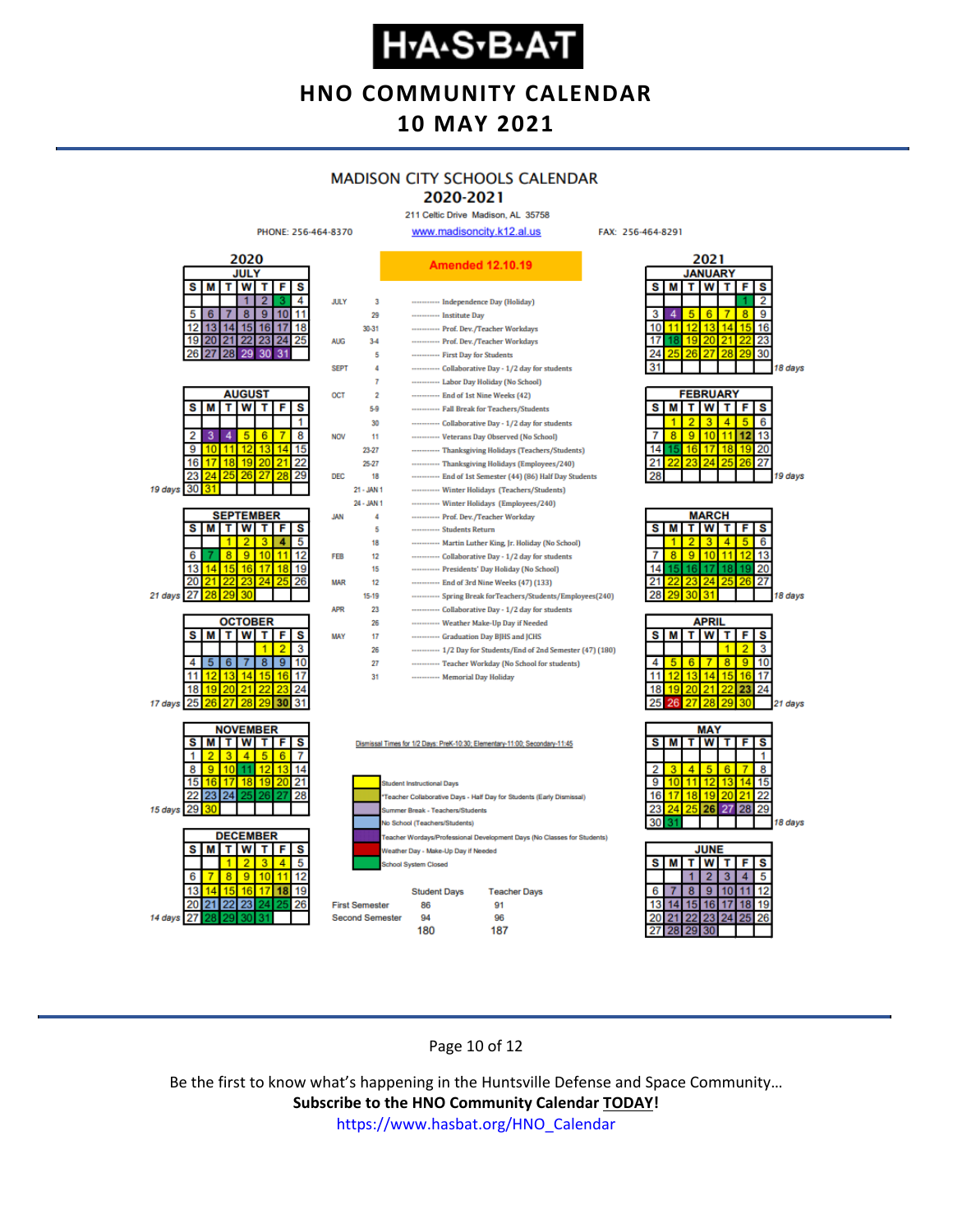# H·A·S·B·A·T

## HNO COMMUNITY CALENDAR
## 10 MAY 2021

### MADISON CITY SCHOOLS CALENDAR
### 2020-2021

211 Celtic Drive Madison, AL 35758

PHONE: 256-464-8370 | www.madisoncity.k12.al.us | FAX: 256-464-8291

**Amended 12.10.19**

| Month | Date | Event |
|---|---|---|
| JULY | 3 | Independence Day (Holiday) |
| | 29 | Institute Day |
| | 30-31 | Prof. Dev./Teacher Workdays |
| AUG | 3-4 | Prof. Dev./Teacher Workdays |
| | 5 | First Day for Students |
| SEPT | 4 | Collaborative Day - 1/2 day for students |
| | 7 | Labor Day Holiday (No School) |
| OCT | 2 | End of 1st Nine Weeks (42) |
| | 5-9 | Fall Break for Teachers/Students |
| | 30 | Collaborative Day - 1/2 day for students |
| NOV | 11 | Veterans Day Observed (No School) |
| | 23-27 | Thanksgiving Holidays (Teachers/Students) |
| | 25-27 | Thanksgiving Holidays (Employees/240) |
| DEC | 18 | End of 1st Semester (44) (86) Half Day Students |
| | 21 - JAN 1 | Winter Holidays (Teachers/Students) |
| | 24 - JAN 1 | Winter Holidays (Employees/240) |
| JAN | 4 | Prof. Dev./Teacher Workday |
| | 5 | Students Return |
| | 18 | Martin Luther King, Jr. Holiday (No School) |
| FEB | 12 | Collaborative Day - 1/2 day for students |
| | 15 | Presidents' Day Holiday (No School) |
| MAR | 12 | End of 3rd Nine Weeks (47) (133) |
| | 15-19 | Spring Break for Teachers/Students/Employees(240) |
| APR | 23 | Collaborative Day - 1/2 day for students |
| | 26 | Weather Make-Up Day if Needed |
| MAY | 17 | Graduation Day BJHS and JCHS |
| | 26 | 1/2 Day for Students/End of 2nd Semester (47) (180) |
| | 27 | Teacher Workday (No School for students) |
| | 31 | Memorial Day Holiday |

Dismissal Times for 1/2 Days: PreK-10:30; Elementary-11:00; Secondary-11:45

Legend:
- Student Instructional Days
- Teacher Collaborative Days - Half Day for Students (Early Dismissal)
- Summer Break - Teachers/Students
- No School (Teachers/Students)
- Teacher Wordays/Professional Development Days (No Classes for Students)
- Weather Day - Make-Up Day if Needed
- School System Closed

| | Student Days | Teacher Days |
|---|---|---|
| First Semester | 86 | 91 |
| Second Semester | 94 | 96 |
| | 180 | 187 |

Instructional days per month: August 19 days; September 21 days; October 17 days; November 15 days; December 14 days; January 18 days; February 19 days; March 18 days; April 21 days; May 18 days.

Be the first to know what's happening in the Huntsville Defense and Space Community…
**Subscribe to the HNO Community Calendar <u>TODAY</u>!**
https://www.hasbat.org/HNO_Calendar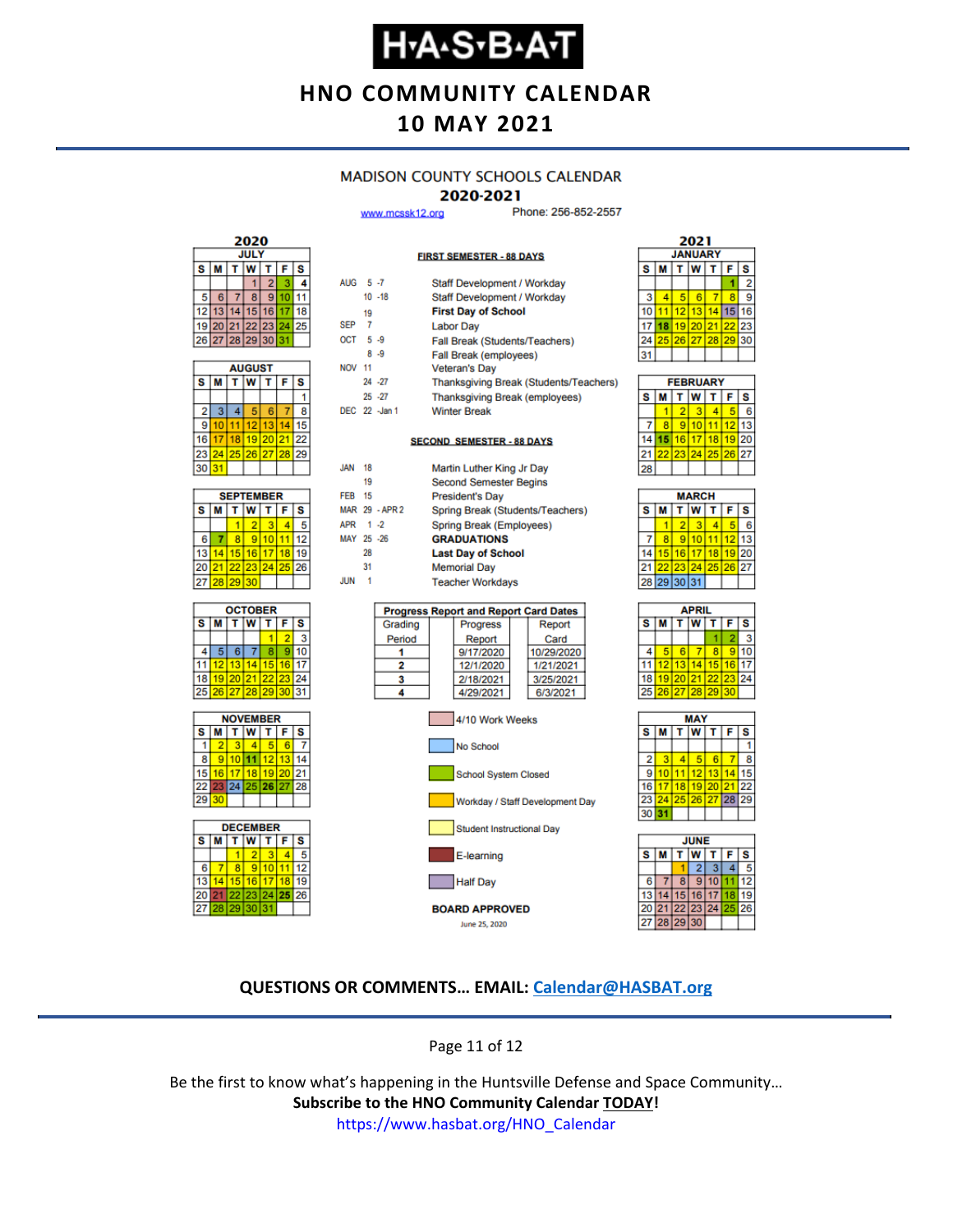# H·A·S·B·A·T

## HNO COMMUNITY CALENDAR
## 10 MAY 2021

### MADISON COUNTY SCHOOLS CALENDAR
### 2020-2021

www.mcssk12.org Phone: 256-852-2557

**FIRST SEMESTER - 88 DAYS**

| | | |
|---|---|---|
| AUG | 5 -7 | Staff Development / Workday |
| | 10 -18 | Staff Development / Workday |
| | 19 | **First Day of School** |
| SEP | 7 | Labor Day |
| OCT | 5 -9 | Fall Break (Students/Teachers) |
| | 8 -9 | Fall Break (employees) |
| NOV | 11 | Veteran's Day |
| | 24 -27 | Thanksgiving Break (Students/Teachers) |
| | 25 -27 | Thanksgiving Break (employees) |
| DEC | 22 -Jan 1 | Winter Break |

**SECOND SEMESTER - 88 DAYS**

| | | |
|---|---|---|
| JAN | 18 | Martin Luther King Jr Day |
| | 19 | Second Semester Begins |
| FEB | 15 | President's Day |
| MAR | 29 - APR 2 | Spring Break (Students/Teachers) |
| APR | 1 -2 | Spring Break (Employees) |
| MAY | 25 -26 | **GRADUATIONS** |
| | 28 | **Last Day of School** |
| | 31 | Memorial Day |
| JUN | 1 | Teacher Workdays |

**Progress Report and Report Card Dates**

| Grading Period | Progress Report | Report Card |
|---|---|---|
| 1 | 9/17/2020 | 10/29/2020 |
| 2 | 12/1/2020 | 1/21/2021 |
| 3 | 2/18/2021 | 3/25/2021 |
| 4 | 4/29/2021 | 6/3/2021 |

Legend:
- 4/10 Work Weeks
- No School
- School System Closed
- Workday / Staff Development Day
- Student Instructional Day
- E-learning
- Half Day

**BOARD APPROVED**
June 25, 2020

**QUESTIONS OR COMMENTS… EMAIL: Calendar@HASBAT.org**

Be the first to know what's happening in the Huntsville Defense and Space Community…
**Subscribe to the HNO Community Calendar TODAY!**
https://www.hasbat.org/HNO_Calendar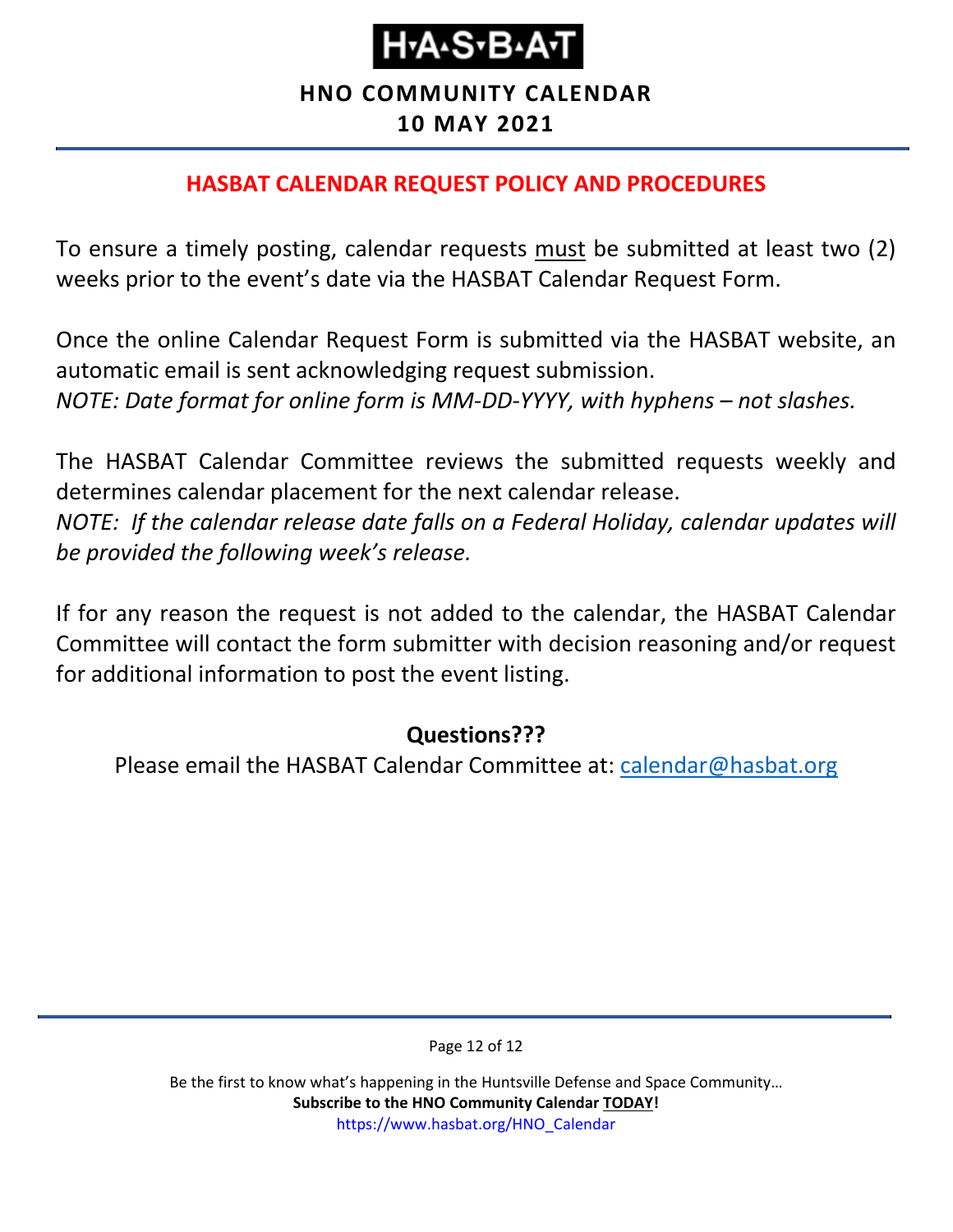## HASBAT CALENDAR REQUEST POLICY AND PROCEDURES

To ensure a timely posting, calendar requests must be submitted at least two (2) weeks prior to the event's date via the HASBAT Calendar Request Form.

Once the online Calendar Request Form is submitted via the HASBAT website, an automatic email is sent acknowledging request submission.
*NOTE: Date format for online form is MM-DD-YYYY, with hyphens – not slashes.*

The HASBAT Calendar Committee reviews the submitted requests weekly and determines calendar placement for the next calendar release.
*NOTE: If the calendar release date falls on a Federal Holiday, calendar updates will be provided the following week's release.*

If for any reason the request is not added to the calendar, the HASBAT Calendar Committee will contact the form submitter with decision reasoning and/or request for additional information to post the event listing.

**Questions???**

Please email the HASBAT Calendar Committee at: calendar@hasbat.org